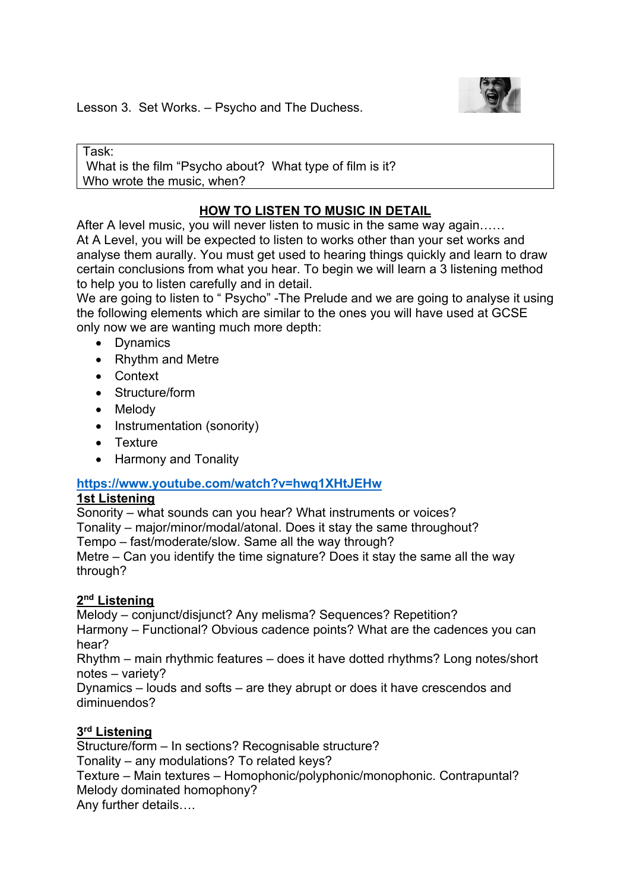Lesson 3. Set Works. – Psycho and The Duchess.

| Task: |
| --- |
| What is the film "Psycho about? What type of film is it? Who wrote the music, when? |

## HOW TO LISTEN TO MUSIC IN DETAIL

After A level music, you will never listen to music in the same way again……
At A Level, you will be expected to listen to works other than your set works and analyse them aurally. You must get used to hearing things quickly and learn to draw certain conclusions from what you hear. To begin we will learn a 3 listening method to help you to listen carefully and in detail.
We are going to listen to " Psycho" -The Prelude and we are going to analyse it using the following elements which are similar to the ones you will have used at GCSE only now we are wanting much more depth:

- Dynamics
- Rhythm and Metre
- Context
- Structure/form
- Melody
- Instrumentation (sonority)
- Texture
- Harmony and Tonality

**https://www.youtube.com/watch?v=hwq1XHtJEHw**

**1st Listening**

Sonority – what sounds can you hear? What instruments or voices?
Tonality – major/minor/modal/atonal. Does it stay the same throughout?
Tempo – fast/moderate/slow. Same all the way through?
Metre – Can you identify the time signature? Does it stay the same all the way through?

**2nd Listening**

Melody – conjunct/disjunct? Any melisma? Sequences? Repetition?
Harmony – Functional? Obvious cadence points? What are the cadences you can hear?
Rhythm – main rhythmic features – does it have dotted rhythms? Long notes/short notes – variety?
Dynamics – louds and softs – are they abrupt or does it have crescendos and diminuendos?

**3rd Listening**

Structure/form – In sections? Recognisable structure?
Tonality – any modulations? To related keys?
Texture – Main textures – Homophonic/polyphonic/monophonic. Contrapuntal? Melody dominated homophony?
Any further details….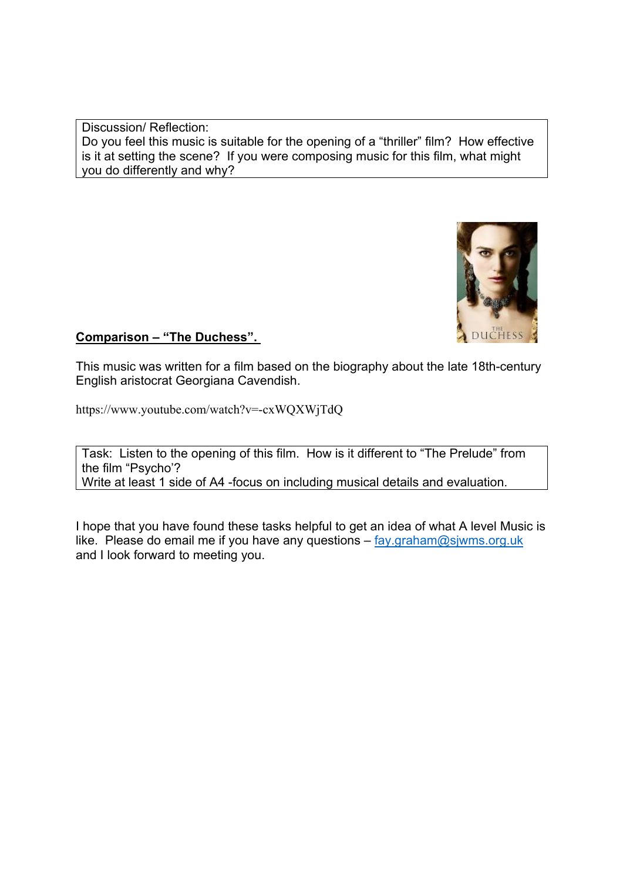Discussion/ Reflection:
Do you feel this music is suitable for the opening of a "thriller" film? How effective is it at setting the scene? If you were composing music for this film, what might you do differently and why?

**Comparison – "The Duchess".**

This music was written for a film based on the biography about the late 18th-century English aristocrat Georgiana Cavendish.

https://www.youtube.com/watch?v=-cxWQXWjTdQ

Task: Listen to the opening of this film. How is it different to "The Prelude" from the film "Psycho'?
Write at least 1 side of A4 -focus on including musical details and evaluation.

I hope that you have found these tasks helpful to get an idea of what A level Music is like. Please do email me if you have any questions – fay.graham@sjwms.org.uk and I look forward to meeting you.